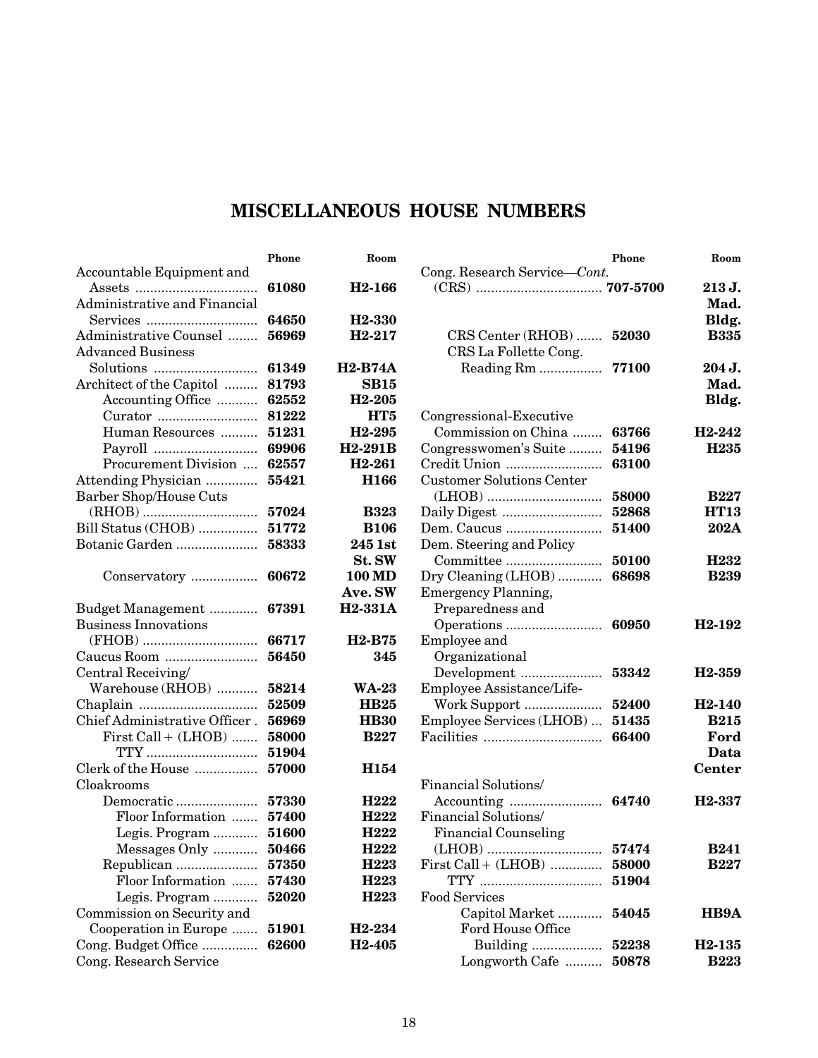# MISCELLANEOUS HOUSE NUMBERS

| | Phone | Room |
|---|---|---|
| Accountable Equipment and Assets | **61080** | **H2-166** |
| Administrative and Financial Services | **64650** | **H2-330** |
| Administrative Counsel | **56969** | **H2-217** |
| Advanced Business Solutions | **61349** | **H2-B74A** |
| Architect of the Capitol | **81793** | **SB15** |
| Accounting Office | **62552** | **H2-205** |
| Curator | **81222** | **HT5** |
| Human Resources | **51231** | **H2-295** |
| Payroll | **69906** | **H2-291B** |
| Procurement Division | **62557** | **H2-261** |
| Attending Physician | **55421** | **H166** |
| Barber Shop/House Cuts (RHOB) | **57024** | **B323** |
| Bill Status (CHOB) | **51772** | **B106** |
| Botanic Garden | **58333** | **245 1st St. SW** |
| Conservatory | **60672** | **100 MD Ave. SW** |
| Budget Management | **67391** | **H2-331A** |
| Business Innovations (FHOB) | **66717** | **H2-B75** |
| Caucus Room | **56450** | **345** |
| Central Receiving/ Warehouse (RHOB) | **58214** | **WA-23** |
| Chaplain | **52509** | **HB25** |
| Chief Administrative Officer | **56969** | **HB30** |
| First Call + (LHOB) | **58000** | **B227** |
| TTY | **51904** | |
| Clerk of the House | **57000** | **H154** |
| Cloakrooms | | |
| Democratic | **57330** | **H222** |
| Floor Information | **57400** | **H222** |
| Legis. Program | **51600** | **H222** |
| Messages Only | **50466** | **H222** |
| Republican | **57350** | **H223** |
| Floor Information | **57430** | **H223** |
| Legis. Program | **52020** | **H223** |
| Commission on Security and Cooperation in Europe | **51901** | **H2-234** |
| Cong. Budget Office | **62600** | **H2-405** |
| Cong. Research Service | | |
| Cong. Research Service—*Cont.* (CRS) | **707-5700** | **213 J. Mad. Bldg.** |
| CRS Center (RHOB) | **52030** | **B335** |
| CRS La Follette Cong. Reading Rm | **77100** | **204 J. Mad. Bldg.** |
| Congressional-Executive Commission on China | **63766** | **H2-242** |
| Congresswomen's Suite | **54196** | **H235** |
| Credit Union | **63100** | |
| Customer Solutions Center (LHOB) | **58000** | **B227** |
| Daily Digest | **52868** | **HT13** |
| Dem. Caucus | **51400** | **202A** |
| Dem. Steering and Policy Committee | **50100** | **H232** |
| Dry Cleaning (LHOB) | **68698** | **B239** |
| Emergency Planning, Preparedness and Operations | **60950** | **H2-192** |
| Employee and Organizational Development | **53342** | **H2-359** |
| Employee Assistance/Life-Work Support | **52400** | **H2-140** |
| Employee Services (LHOB) | **51435** | **B215** |
| Facilities | **66400** | **Ford Data Center** |
| Financial Solutions/ Accounting | **64740** | **H2-337** |
| Financial Solutions/ Financial Counseling (LHOB) | **57474** | **B241** |
| First Call + (LHOB) | **58000** | **B227** |
| TTY | **51904** | |
| Food Services | | |
| Capitol Market | **54045** | **HB9A** |
| Ford House Office Building | **52238** | **H2-135** |
| Longworth Cafe | **50878** | **B223** |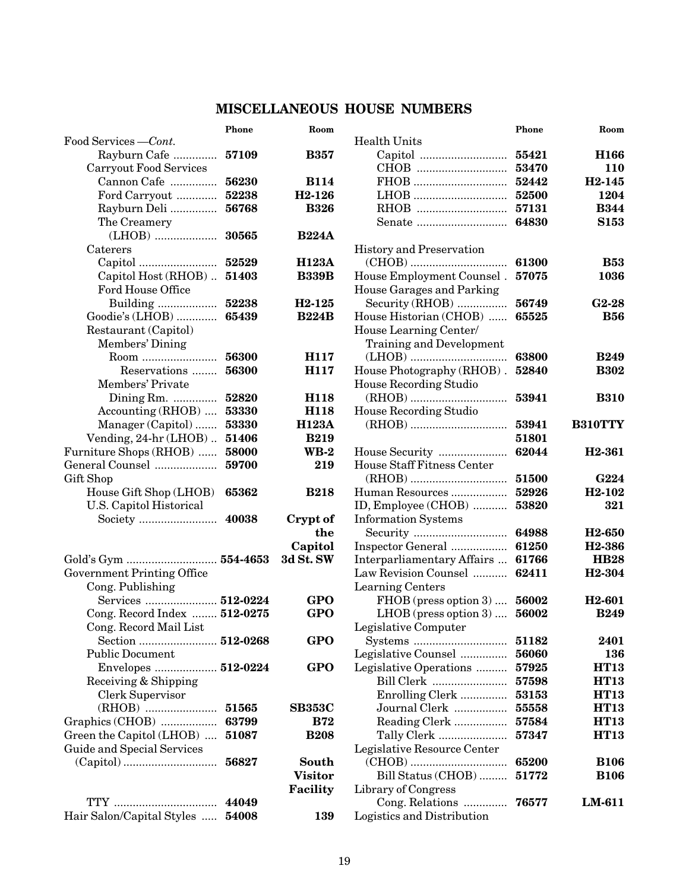## MISCELLANEOUS HOUSE NUMBERS

| | Phone | Room |
|---|---|---|
| Food Services —*Cont.* | | |
| Rayburn Cafe | **57109** | **B357** |
| Carryout Food Services | | |
| Cannon Cafe | **56230** | **B114** |
| Ford Carryout | **52238** | **H2-126** |
| Rayburn Deli | **56768** | **B326** |
| The Creamery (LHOB) | **30565** | **B224A** |
| Caterers | | |
| Capitol | **52529** | **H123A** |
| Capitol Host (RHOB) | **51403** | **B339B** |
| Ford House Office Building | **52238** | **H2-125** |
| Goodie's (LHOB) | **65439** | **B224B** |
| Restaurant (Capitol) | | |
| Members' Dining Room | **56300** | **H117** |
| Reservations | **56300** | **H117** |
| Members' Private Dining Rm. | **52820** | **H118** |
| Accounting (RHOB) | **53330** | **H118** |
| Manager (Capitol) | **53330** | **H123A** |
| Vending, 24-hr (LHOB) | **51406** | **B219** |
| Furniture Shops (RHOB) | **58000** | **WB-2** |
| General Counsel | **59700** | **219** |
| Gift Shop | | |
| House Gift Shop (LHOB) | **65362** | **B218** |
| U.S. Capitol Historical Society | **40038** | **Crypt of the Capitol** |
| Gold's Gym | **554-4653** | **3d St. SW** |
| Government Printing Office | | |
| Cong. Publishing Services | **512-0224** | **GPO** |
| Cong. Record Index | **512-0275** | **GPO** |
| Cong. Record Mail List Section | **512-0268** | **GPO** |
| Public Document Envelopes | **512-0224** | **GPO** |
| Receiving & Shipping Clerk Supervisor (RHOB) | **51565** | **SB353C** |
| Graphics (CHOB) | **63799** | **B72** |
| Green the Capitol (LHOB) | **51087** | **B208** |
| Guide and Special Services (Capitol) | **56827** | **South Visitor Facility** |
| TTY | **44049** | |
| Hair Salon/Capital Styles | **54008** | **139** |
| Health Units | | |
| Capitol | **55421** | **H166** |
| CHOB | **53470** | **110** |
| FHOB | **52442** | **H2-145** |
| LHOB | **52500** | **1204** |
| RHOB | **57131** | **B344** |
| Senate | **64830** | **S153** |
| History and Preservation (CHOB) | **61300** | **B53** |
| House Employment Counsel | **57075** | **1036** |
| House Garages and Parking Security (RHOB) | **56749** | **G2-28** |
| House Historian (CHOB) | **65525** | **B56** |
| House Learning Center/ Training and Development (LHOB) | **63800** | **B249** |
| House Photography (RHOB) | **52840** | **B302** |
| House Recording Studio (RHOB) | **53941** | **B310** |
| House Recording Studio (RHOB) | **53941** | **B310TTY** |
| | **51801** | |
| House Security | **62044** | **H2-361** |
| House Staff Fitness Center (RHOB) | **51500** | **G224** |
| Human Resources | **52926** | **H2-102** |
| ID, Employee (CHOB) | **53820** | **321** |
| Information Systems Security | **64988** | **H2-650** |
| Inspector General | **61250** | **H2-386** |
| Interparliamentary Affairs | **61766** | **HB28** |
| Law Revision Counsel | **62411** | **H2-304** |
| Learning Centers | | |
| FHOB (press option 3) | **56002** | **H2-601** |
| LHOB (press option 3) | **56002** | **B249** |
| Legislative Computer Systems | **51182** | **2401** |
| Legislative Counsel | **56060** | **136** |
| Legislative Operations | **57925** | **HT13** |
| Bill Clerk | **57598** | **HT13** |
| Enrolling Clerk | **53153** | **HT13** |
| Journal Clerk | **55558** | **HT13** |
| Reading Clerk | **57584** | **HT13** |
| Tally Clerk | **57347** | **HT13** |
| Legislative Resource Center (CHOB) | **65200** | **B106** |
| Bill Status (CHOB) | **51772** | **B106** |
| Library of Congress | | |
| Cong. Relations | **76577** | **LM-611** |
| Logistics and Distribution | | |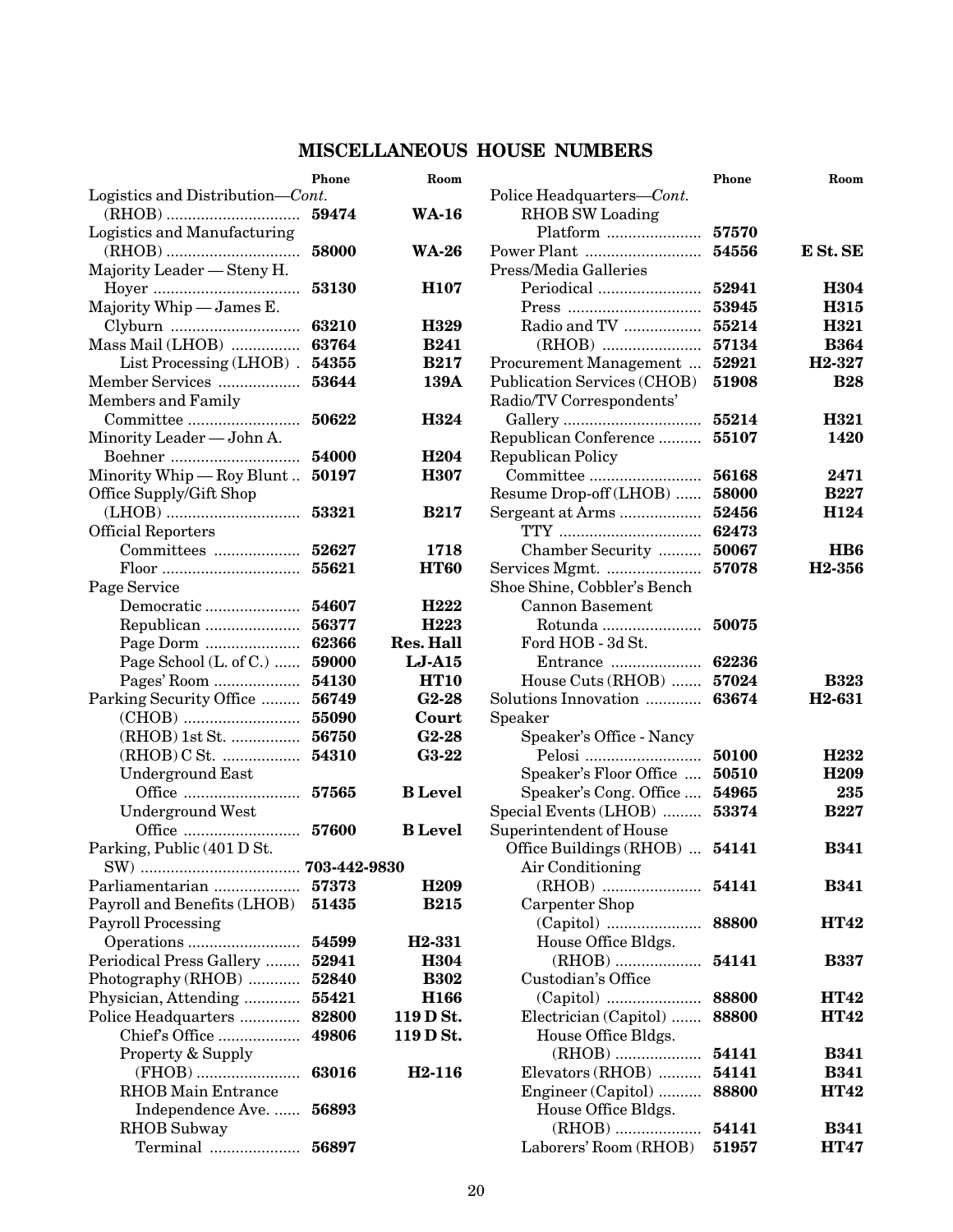# MISCELLANEOUS HOUSE NUMBERS

| | Phone | Room |
|---|---|---|
| Logistics and Distribution—*Cont.* | | |
| (RHOB) | **59474** | **WA-16** |
| Logistics and Manufacturing (RHOB) | **58000** | **WA-26** |
| Majority Leader — Steny H. Hoyer | **53130** | **H107** |
| Majority Whip — James E. Clyburn | **63210** | **H329** |
| Mass Mail (LHOB) | **63764** | **B241** |
| List Processing (LHOB) | **54355** | **B217** |
| Member Services | **53644** | **139A** |
| Members and Family Committee | **50622** | **H324** |
| Minority Leader — John A. Boehner | **54000** | **H204** |
| Minority Whip — Roy Blunt | **50197** | **H307** |
| Office Supply/Gift Shop (LHOB) | **53321** | **B217** |
| Official Reporters | | |
| Committees | **52627** | **1718** |
| Floor | **55621** | **HT60** |
| Page Service | | |
| Democratic | **54607** | **H222** |
| Republican | **56377** | **H223** |
| Page Dorm | **62366** | **Res. Hall** |
| Page School (L. of C.) | **59000** | **LJ-A15** |
| Pages' Room | **54130** | **HT10** |
| Parking Security Office | **56749** | **G2-28** |
| (CHOB) | **55090** | **Court** |
| (RHOB) 1st St. | **56750** | **G2-28** |
| (RHOB) C St. | **54310** | **G3-22** |
| Underground East Office | **57565** | **B Level** |
| Underground West Office | **57600** | **B Level** |
| Parking, Public (401 D St. SW) | **703-442-9830** | |
| Parliamentarian | **57373** | **H209** |
| Payroll and Benefits (LHOB) | **51435** | **B215** |
| Payroll Processing Operations | **54599** | **H2-331** |
| Periodical Press Gallery | **52941** | **H304** |
| Photography (RHOB) | **52840** | **B302** |
| Physician, Attending | **55421** | **H166** |
| Police Headquarters | **82800** | **119 D St.** |
| Chief's Office | **49806** | **119 D St.** |
| Property & Supply (FHOB) | **63016** | **H2-116** |
| RHOB Main Entrance Independence Ave. | **56893** | |
| RHOB Subway Terminal | **56897** | |
| Police Headquarters—*Cont.* | | |
| RHOB SW Loading Platform | **57570** | |
| Power Plant | **54556** | **E St. SE** |
| Press/Media Galleries | | |
| Periodical | **52941** | **H304** |
| Press | **53945** | **H315** |
| Radio and TV | **55214** | **H321** |
| (RHOB) | **57134** | **B364** |
| Procurement Management | **52921** | **H2-327** |
| Publication Services (CHOB) | **51908** | **B28** |
| Radio/TV Correspondents' Gallery | **55214** | **H321** |
| Republican Conference | **55107** | **1420** |
| Republican Policy Committee | **56168** | **2471** |
| Resume Drop-off (LHOB) | **58000** | **B227** |
| Sergeant at Arms | **52456** | **H124** |
| TTY | **62473** | |
| Chamber Security | **50067** | **HB6** |
| Services Mgmt. | **57078** | **H2-356** |
| Shoe Shine, Cobbler's Bench | | |
| Cannon Basement Rotunda | **50075** | |
| Ford HOB - 3d St. Entrance | **62236** | |
| House Cuts (RHOB) | **57024** | **B323** |
| Solutions Innovation | **63674** | **H2-631** |
| Speaker | | |
| Speaker's Office - Nancy Pelosi | **50100** | **H232** |
| Speaker's Floor Office | **50510** | **H209** |
| Speaker's Cong. Office | **54965** | **235** |
| Special Events (LHOB) | **53374** | **B227** |
| Superintendent of House Office Buildings (RHOB) | **54141** | **B341** |
| Air Conditioning (RHOB) | **54141** | **B341** |
| Carpenter Shop (Capitol) | **88800** | **HT42** |
| House Office Bldgs. (RHOB) | **54141** | **B337** |
| Custodian's Office (Capitol) | **88800** | **HT42** |
| Electrician (Capitol) | **88800** | **HT42** |
| House Office Bldgs. (RHOB) | **54141** | **B341** |
| Elevators (RHOB) | **54141** | **B341** |
| Engineer (Capitol) | **88800** | **HT42** |
| House Office Bldgs. (RHOB) | **54141** | **B341** |
| Laborers' Room (RHOB) | **51957** | **HT47** |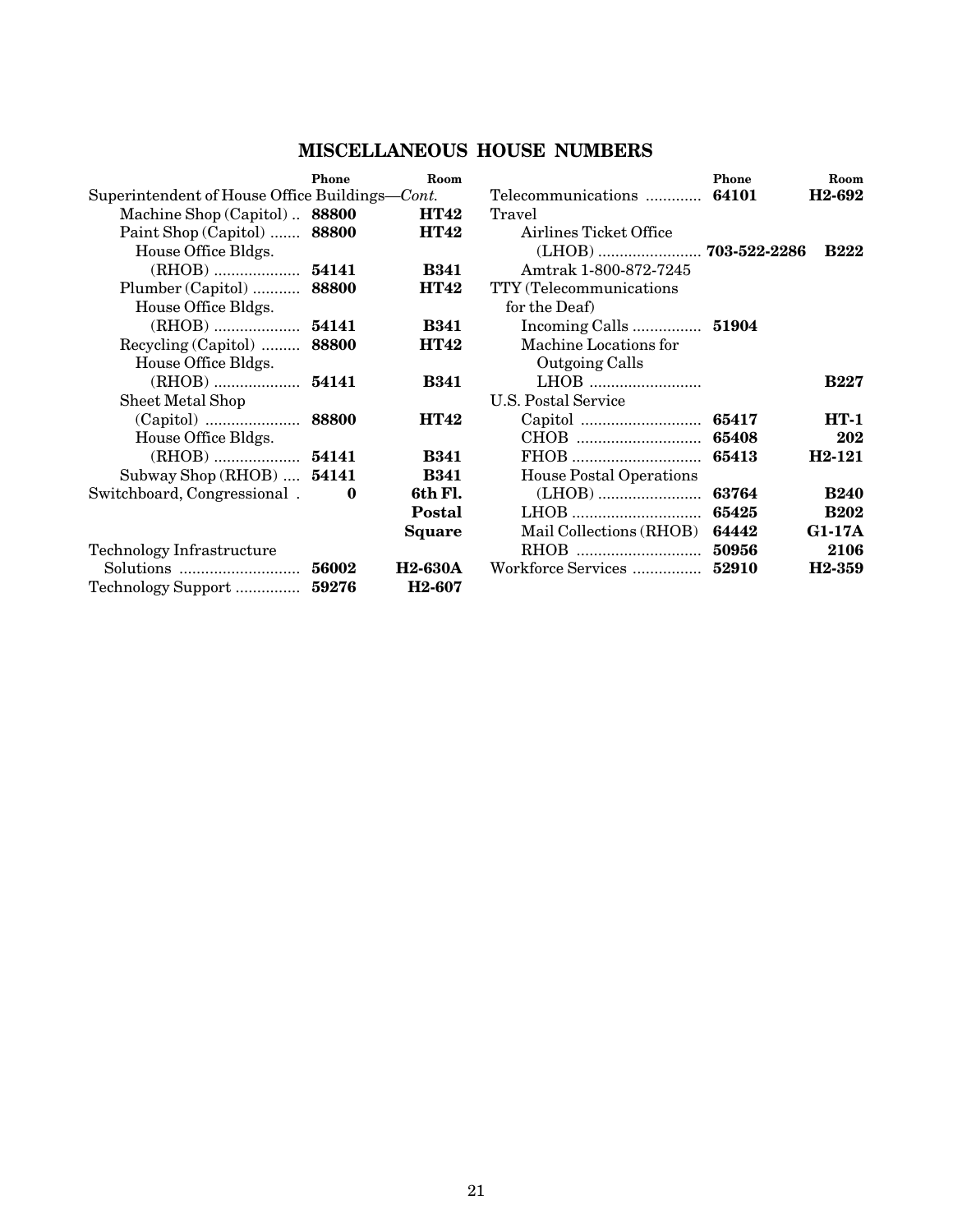## MISCELLANEOUS HOUSE NUMBERS

| | Phone | Room |
|---|---|---|
| Superintendent of House Office Buildings—*Cont.* | | |
| Machine Shop (Capitol) | **88800** | **HT42** |
| Paint Shop (Capitol) | **88800** | **HT42** |
| House Office Bldgs. (RHOB) | **54141** | **B341** |
| Plumber (Capitol) | **88800** | **HT42** |
| House Office Bldgs. (RHOB) | **54141** | **B341** |
| Recycling (Capitol) | **88800** | **HT42** |
| House Office Bldgs. (RHOB) | **54141** | **B341** |
| Sheet Metal Shop (Capitol) | **88800** | **HT42** |
| House Office Bldgs. (RHOB) | **54141** | **B341** |
| Subway Shop (RHOB) | **54141** | **B341** |
| Switchboard, Congressional | **0** | **6th Fl. Postal Square** |
| Technology Infrastructure Solutions | **56002** | **H2-630A** |
| Technology Support | **59276** | **H2-607** |
| Telecommunications | **64101** | **H2-692** |
| Travel | | |
| Airlines Ticket Office (LHOB) | **703-522-2286** | **B222** |
| Amtrak 1-800-872-7245 | | |
| TTY (Telecommunications for the Deaf) | | |
| Incoming Calls | **51904** | |
| Machine Locations for Outgoing Calls LHOB | | **B227** |
| U.S. Postal Service | | |
| Capitol | **65417** | **HT-1** |
| CHOB | **65408** | **202** |
| FHOB | **65413** | **H2-121** |
| House Postal Operations (LHOB) | **63764** | **B240** |
| LHOB | **65425** | **B202** |
| Mail Collections (RHOB) | **64442** | **G1-17A** |
| RHOB | **50956** | **2106** |
| Workforce Services | **52910** | **H2-359** |